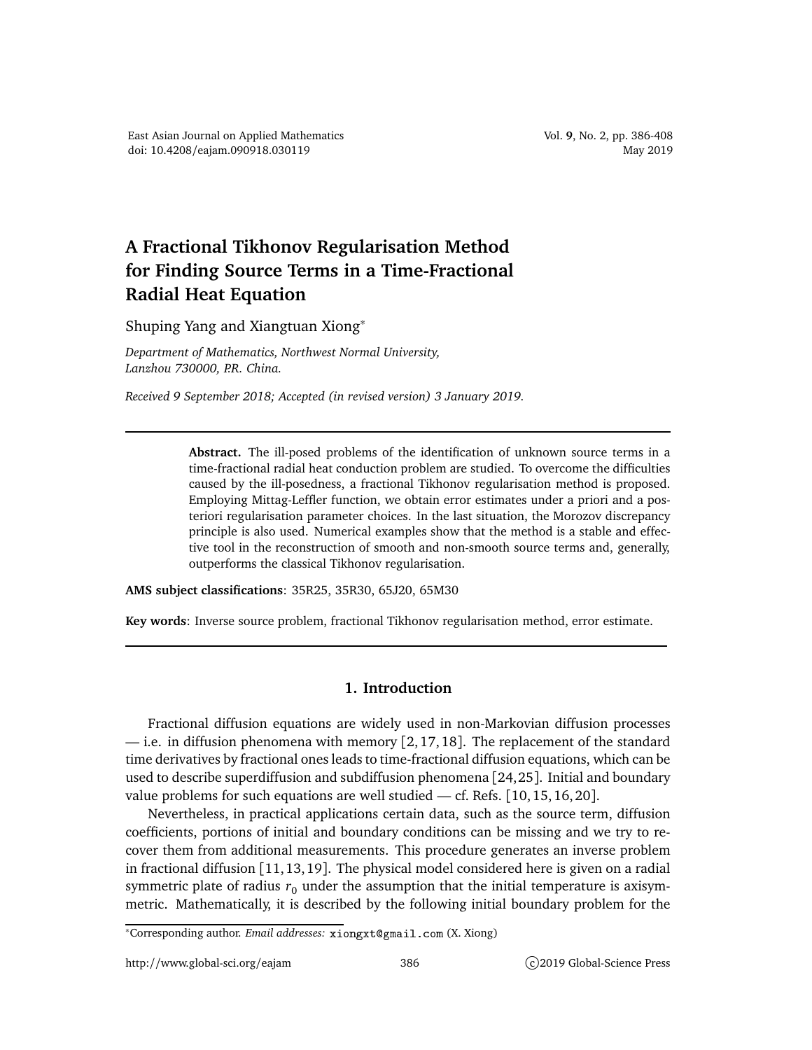# A Fractional Tikhonov Regularisation Method for Finding Source Terms in a Time-Fractional Radial Heat Equation

Shuping Yang and Xiangtuan Xiong*

*Department of Mathematics, Northwest Normal University, Lanzhou 730000, P.R. China.*

*Received 9 September 2018; Accepted (in revised version) 3 January 2019.*

---

**Abstract.** The ill-posed problems of the identification of unknown source terms in a time-fractional radial heat conduction problem are studied. To overcome the difficulties caused by the ill-posedness, a fractional Tikhonov regularisation method is proposed. Employing Mittag-Leffler function, we obtain error estimates under a priori and a posteriori regularisation parameter choices. In the last situation, the Morozov discrepancy principle is also used. Numerical examples show that the method is a stable and effective tool in the reconstruction of smooth and non-smooth source terms and, generally, outperforms the classical Tikhonov regularisation.

**AMS subject classifications**: 35R25, 35R30, 65J20, 65M30

**Key words**: Inverse source problem, fractional Tikhonov regularisation method, error estimate.

---

## 1. Introduction

Fractional diffusion equations are widely used in non-Markovian diffusion processes — i.e. in diffusion phenomena with memory [2, 17, 18]. The replacement of the standard time derivatives by fractional ones leads to time-fractional diffusion equations, which can be used to describe superdiffusion and subdiffusion phenomena [24, 25]. Initial and boundary value problems for such equations are well studied — cf. Refs. [10, 15, 16, 20].

Nevertheless, in practical applications certain data, such as the source term, diffusion coefficients, portions of initial and boundary conditions can be missing and we try to recover them from additional measurements. This procedure generates an inverse problem in fractional diffusion [11, 13, 19]. The physical model considered here is given on a radial symmetric plate of radius $r_0$ under the assumption that the initial temperature is axisymmetric. Mathematically, it is described by the following initial boundary problem for the

*Corresponding author. *Email addresses:* xiongxt@gmail.com (X. Xiong)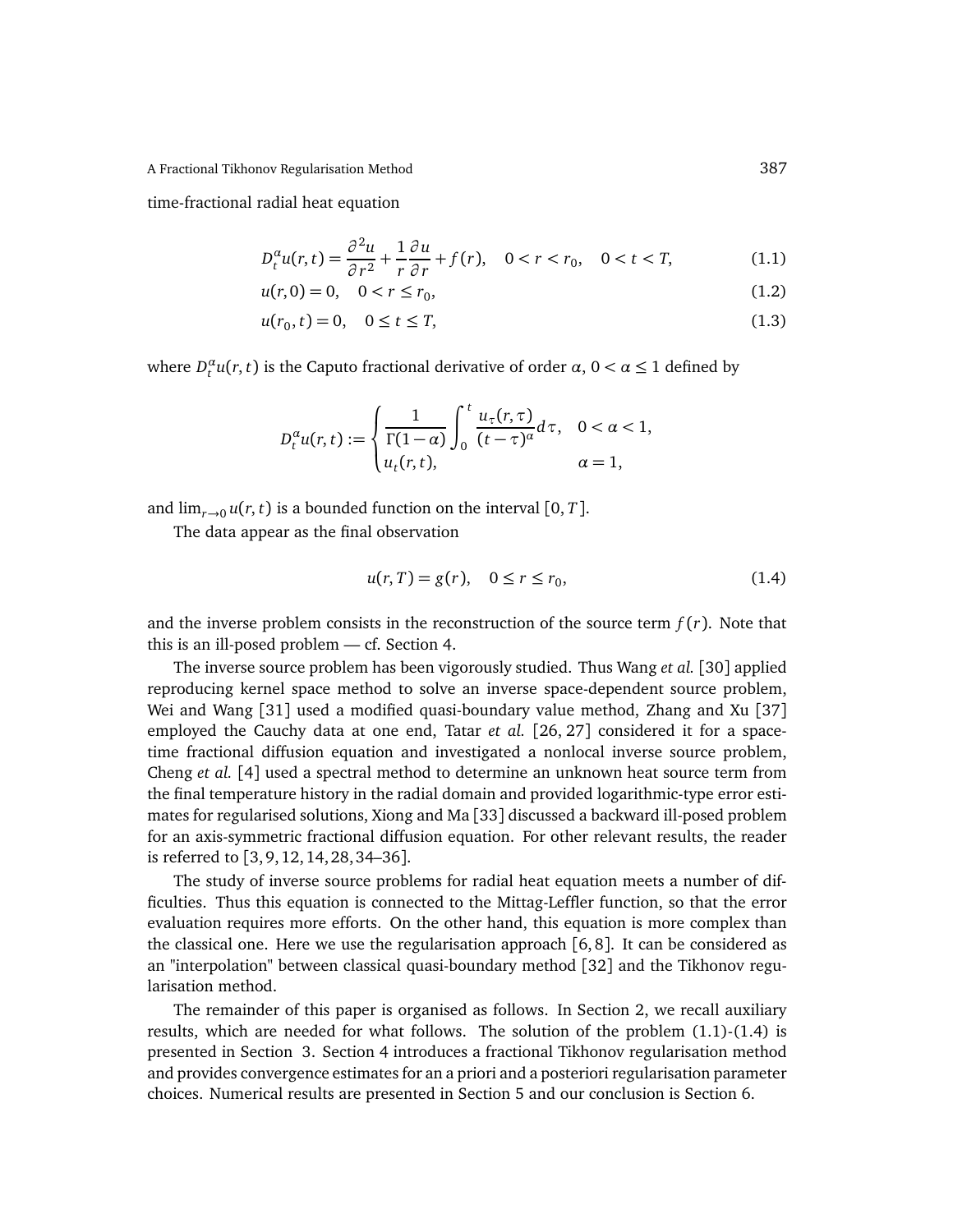time-fractional radial heat equation

$$D_t^\alpha u(r,t) = \frac{\partial^2 u}{\partial r^2} + \frac{1}{r}\frac{\partial u}{\partial r} + f(r), \quad 0 < r < r_0, \quad 0 < t < T, \tag{1.1}$$

$$u(r,0) = 0, \quad 0 < r \leq r_0, \tag{1.2}$$

$$u(r_0,t) = 0, \quad 0 \leq t \leq T, \tag{1.3}$$

where $D_t^\alpha u(r,t)$ is the Caputo fractional derivative of order $\alpha$, $0 < \alpha \leq 1$ defined by

$$D_t^\alpha u(r,t) := \begin{cases} \dfrac{1}{\Gamma(1-\alpha)} \displaystyle\int_0^t \frac{u_\tau(r,\tau)}{(t-\tau)^\alpha} d\tau, & 0 < \alpha < 1, \\ u_t(r,t), & \alpha = 1, \end{cases}$$

and $\lim_{r \to 0} u(r,t)$ is a bounded function on the interval $[0,T]$.

The data appear as the final observation

$$u(r,T) = g(r), \quad 0 \leq r \leq r_0, \tag{1.4}$$

and the inverse problem consists in the reconstruction of the source term $f(r)$. Note that this is an ill-posed problem — cf. Section 4.

The inverse source problem has been vigorously studied. Thus Wang *et al.* [30] applied reproducing kernel space method to solve an inverse space-dependent source problem, Wei and Wang [31] used a modified quasi-boundary value method, Zhang and Xu [37] employed the Cauchy data at one end, Tatar *et al.* [26, 27] considered it for a space-time fractional diffusion equation and investigated a nonlocal inverse source problem, Cheng *et al.* [4] used a spectral method to determine an unknown heat source term from the final temperature history in the radial domain and provided logarithmic-type error estimates for regularised solutions, Xiong and Ma [33] discussed a backward ill-posed problem for an axis-symmetric fractional diffusion equation. For other relevant results, the reader is referred to [3, 9, 12, 14, 28, 34–36].

The study of inverse source problems for radial heat equation meets a number of difficulties. Thus this equation is connected to the Mittag-Leffler function, so that the error evaluation requires more efforts. On the other hand, this equation is more complex than the classical one. Here we use the regularisation approach [6, 8]. It can be considered as an "interpolation" between classical quasi-boundary method [32] and the Tikhonov regularisation method.

The remainder of this paper is organised as follows. In Section 2, we recall auxiliary results, which are needed for what follows. The solution of the problem (1.1)-(1.4) is presented in Section 3. Section 4 introduces a fractional Tikhonov regularisation method and provides convergence estimates for an a priori and a posteriori regularisation parameter choices. Numerical results are presented in Section 5 and our conclusion is Section 6.